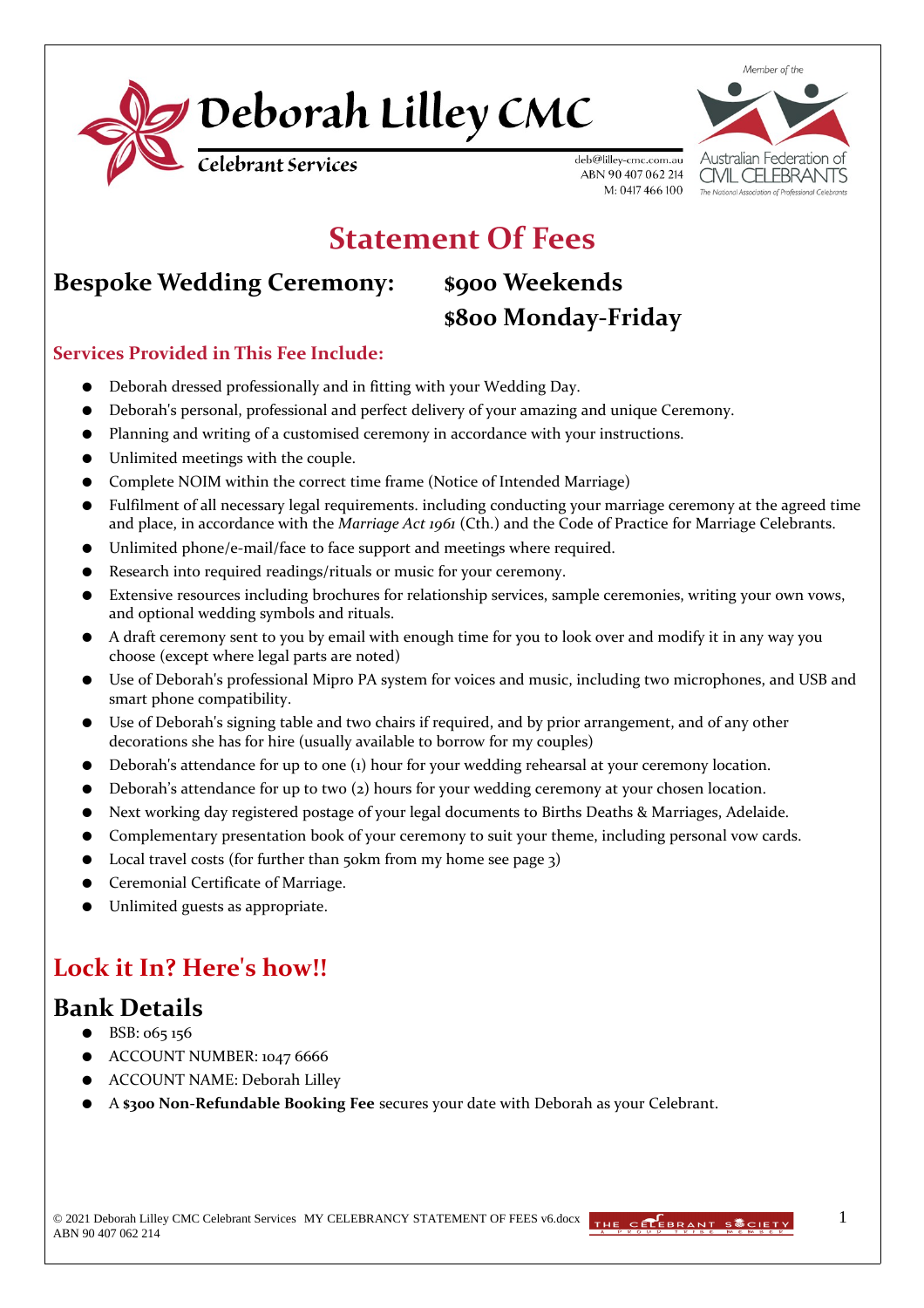# Deborah Lilley CMC

Celebrant Services

deb@lilley-cmc.com.au
ABN 90 407 062 214
M: 0417 466 100

Member of the Australian Federation of Civil Celebrants — The National Association of Professional Celebrants

## Statement Of Fees

### Bespoke Wedding Ceremony: $900 Weekends
### $800 Monday-Friday

#### Services Provided in This Fee Include:

- Deborah dressed professionally and in fitting with your Wedding Day.
- Deborah's personal, professional and perfect delivery of your amazing and unique Ceremony.
- Planning and writing of a customised ceremony in accordance with your instructions.
- Unlimited meetings with the couple.
- Complete NOIM within the correct time frame (Notice of Intended Marriage)
- Fulfilment of all necessary legal requirements. including conducting your marriage ceremony at the agreed time and place, in accordance with the *Marriage Act 1961* (Cth.) and the Code of Practice for Marriage Celebrants.
- Unlimited phone/e-mail/face to face support and meetings where required.
- Research into required readings/rituals or music for your ceremony.
- Extensive resources including brochures for relationship services, sample ceremonies, writing your own vows, and optional wedding symbols and rituals.
- A draft ceremony sent to you by email with enough time for you to look over and modify it in any way you choose (except where legal parts are noted)
- Use of Deborah's professional Mipro PA system for voices and music, including two microphones, and USB and smart phone compatibility.
- Use of Deborah's signing table and two chairs if required, and by prior arrangement, and of any other decorations she has for hire (usually available to borrow for my couples)
- Deborah's attendance for up to one (1) hour for your wedding rehearsal at your ceremony location.
- Deborah's attendance for up to two (2) hours for your wedding ceremony at your chosen location.
- Next working day registered postage of your legal documents to Births Deaths & Marriages, Adelaide.
- Complementary presentation book of your ceremony to suit your theme, including personal vow cards.
- Local travel costs (for further than 50km from my home see page 3)
- Ceremonial Certificate of Marriage.
- Unlimited guests as appropriate.

## Lock it In? Here's how!!

## Bank Details

- BSB: 065 156
- ACCOUNT NUMBER: 1047 6666
- ACCOUNT NAME: Deborah Lilley
- A **$300 Non-Refundable Booking Fee** secures your date with Deborah as your Celebrant.

© 2021 Deborah Lilley CMC Celebrant Services MY CELEBRANCY STATEMENT OF FEES v6.docx
ABN 90 407 062 214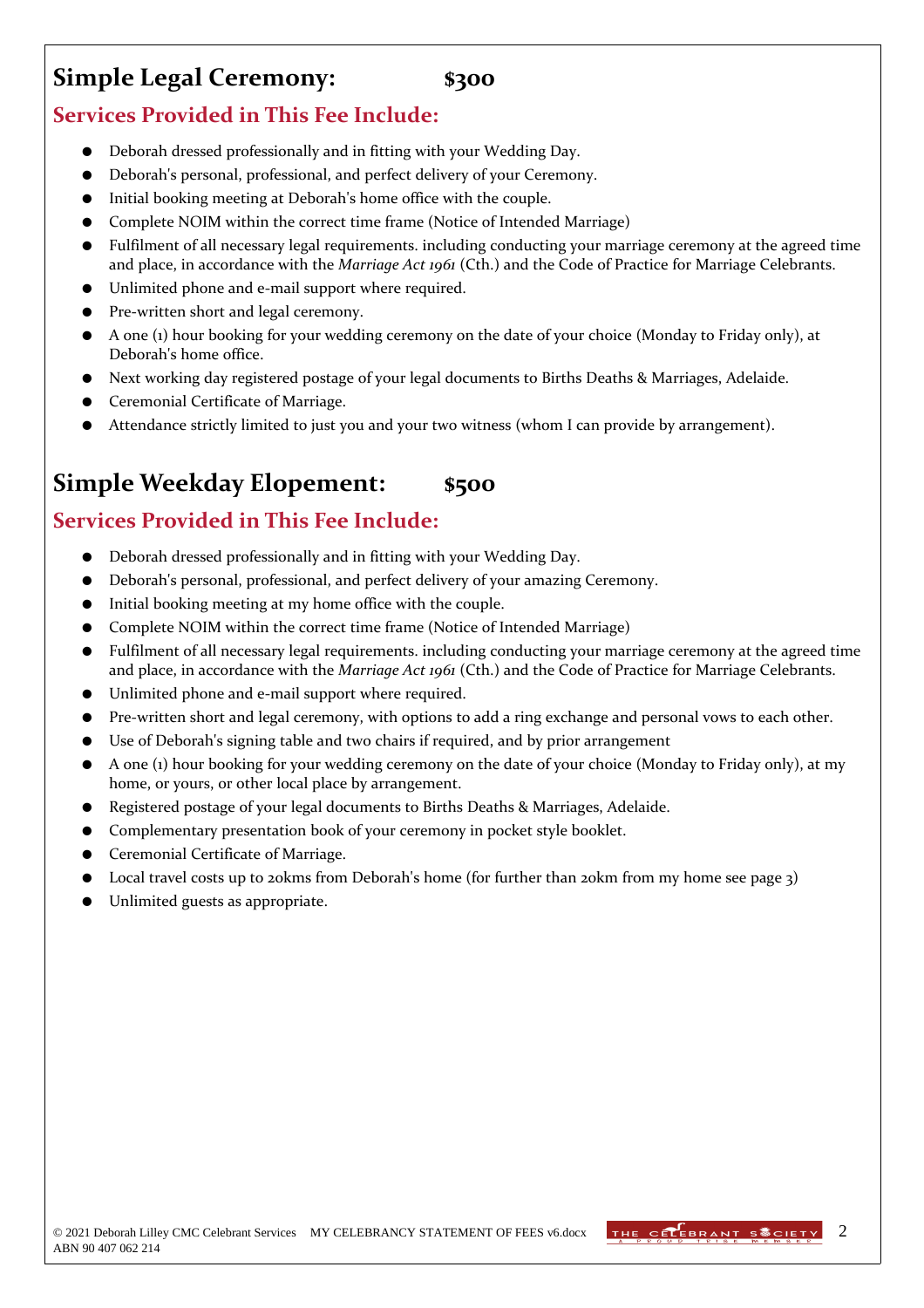## Simple Legal Ceremony: $300

### Services Provided in This Fee Include:

- Deborah dressed professionally and in fitting with your Wedding Day.
- Deborah's personal, professional, and perfect delivery of your Ceremony.
- Initial booking meeting at Deborah's home office with the couple.
- Complete NOIM within the correct time frame (Notice of Intended Marriage)
- Fulfilment of all necessary legal requirements. including conducting your marriage ceremony at the agreed time and place, in accordance with the *Marriage Act 1961* (Cth.) and the Code of Practice for Marriage Celebrants.
- Unlimited phone and e-mail support where required.
- Pre-written short and legal ceremony.
- A one (1) hour booking for your wedding ceremony on the date of your choice (Monday to Friday only), at Deborah's home office.
- Next working day registered postage of your legal documents to Births Deaths & Marriages, Adelaide.
- Ceremonial Certificate of Marriage.
- Attendance strictly limited to just you and your two witness (whom I can provide by arrangement).

## Simple Weekday Elopement: $500

### Services Provided in This Fee Include:

- Deborah dressed professionally and in fitting with your Wedding Day.
- Deborah's personal, professional, and perfect delivery of your amazing Ceremony.
- Initial booking meeting at my home office with the couple.
- Complete NOIM within the correct time frame (Notice of Intended Marriage)
- Fulfilment of all necessary legal requirements. including conducting your marriage ceremony at the agreed time and place, in accordance with the *Marriage Act 1961* (Cth.) and the Code of Practice for Marriage Celebrants.
- Unlimited phone and e-mail support where required.
- Pre-written short and legal ceremony, with options to add a ring exchange and personal vows to each other.
- Use of Deborah's signing table and two chairs if required, and by prior arrangement
- A one (1) hour booking for your wedding ceremony on the date of your choice (Monday to Friday only), at my home, or yours, or other local place by arrangement.
- Registered postage of your legal documents to Births Deaths & Marriages, Adelaide.
- Complementary presentation book of your ceremony in pocket style booklet.
- Ceremonial Certificate of Marriage.
- Local travel costs up to 20kms from Deborah's home (for further than 20km from my home see page 3)
- Unlimited guests as appropriate.

© 2021 Deborah Lilley CMC Celebrant Services MY CELEBRANCY STATEMENT OF FEES v6.docx
ABN 90 407 062 214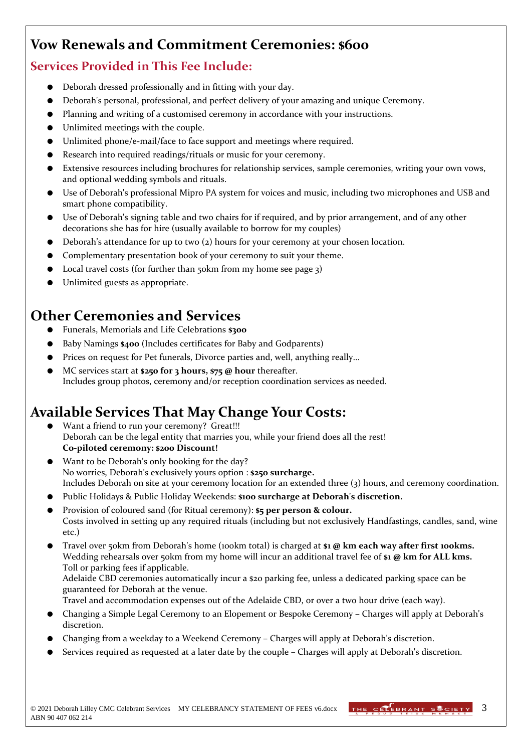## Vow Renewals and Commitment Ceremonies: $600

### Services Provided in This Fee Include:

- Deborah dressed professionally and in fitting with your day.
- Deborah's personal, professional, and perfect delivery of your amazing and unique Ceremony.
- Planning and writing of a customised ceremony in accordance with your instructions.
- Unlimited meetings with the couple.
- Unlimited phone/e-mail/face to face support and meetings where required.
- Research into required readings/rituals or music for your ceremony.
- Extensive resources including brochures for relationship services, sample ceremonies, writing your own vows, and optional wedding symbols and rituals.
- Use of Deborah's professional Mipro PA system for voices and music, including two microphones and USB and smart phone compatibility.
- Use of Deborah's signing table and two chairs for if required, and by prior arrangement, and of any other decorations she has for hire (usually available to borrow for my couples)
- Deborah's attendance for up to two (2) hours for your ceremony at your chosen location.
- Complementary presentation book of your ceremony to suit your theme.
- Local travel costs (for further than 50km from my home see page 3)
- Unlimited guests as appropriate.

## Other Ceremonies and Services

- Funerals, Memorials and Life Celebrations **$300**
- Baby Namings **$400** (Includes certificates for Baby and Godparents)
- Prices on request for Pet funerals, Divorce parties and, well, anything really…
- MC services start at **$250 for 3 hours, $75 @ hour** thereafter.
  Includes group photos, ceremony and/or reception coordination services as needed.

## Available Services That May Change Your Costs:

- Want a friend to run your ceremony? Great!!!
  Deborah can be the legal entity that marries you, while your friend does all the rest!
  **Co-piloted ceremony: $200 Discount!**
- Want to be Deborah's only booking for the day?
  No worries, Deborah's exclusively yours option : **$250 surcharge.**
  Includes Deborah on site at your ceremony location for an extended three (3) hours, and ceremony coordination.
- Public Holidays & Public Holiday Weekends: **$100 surcharge at Deborah's discretion.**
- Provision of coloured sand (for Ritual ceremony): **$5 per person & colour.**
  Costs involved in setting up any required rituals (including but not exclusively Handfastings, candles, sand, wine etc.)
- Travel over 50km from Deborah's home (100km total) is charged at **$1 @ km each way after first 100kms.**
  Wedding rehearsals over 50km from my home will incur an additional travel fee of **$1 @ km for ALL kms.**
  Toll or parking fees if applicable.
  Adelaide CBD ceremonies automatically incur a $20 parking fee, unless a dedicated parking space can be guaranteed for Deborah at the venue.
  Travel and accommodation expenses out of the Adelaide CBD, or over a two hour drive (each way).
- Changing a Simple Legal Ceremony to an Elopement or Bespoke Ceremony – Charges will apply at Deborah's discretion.
- Changing from a weekday to a Weekend Ceremony – Charges will apply at Deborah's discretion.
- Services required as requested at a later date by the couple – Charges will apply at Deborah's discretion.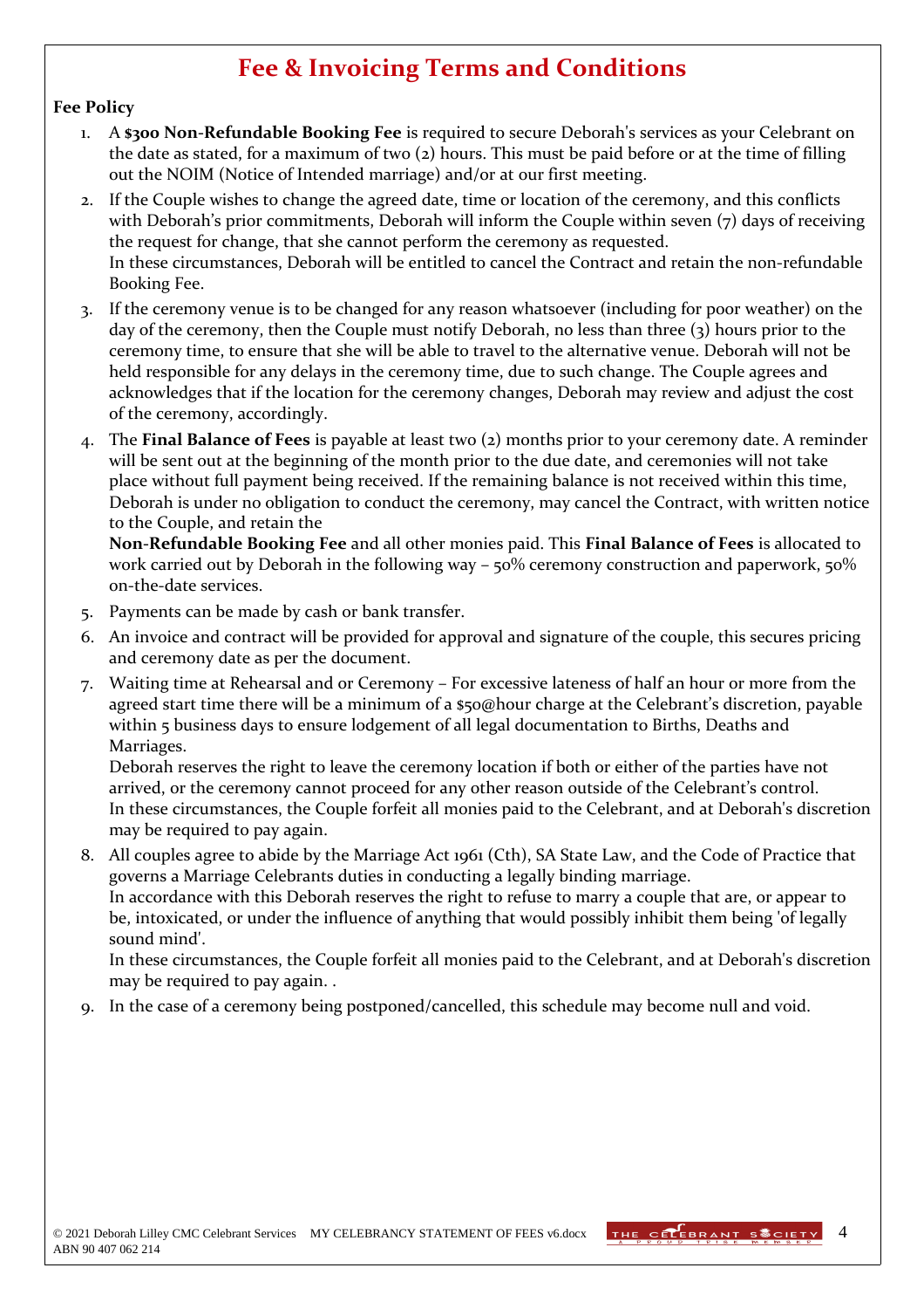# Fee & Invoicing Terms and Conditions

**Fee Policy**

1. A **$300 Non-Refundable Booking Fee** is required to secure Deborah's services as your Celebrant on the date as stated, for a maximum of two (2) hours. This must be paid before or at the time of filling out the NOIM (Notice of Intended marriage) and/or at our first meeting.
2. If the Couple wishes to change the agreed date, time or location of the ceremony, and this conflicts with Deborah's prior commitments, Deborah will inform the Couple within seven (7) days of receiving the request for change, that she cannot perform the ceremony as requested.
   In these circumstances, Deborah will be entitled to cancel the Contract and retain the non-refundable Booking Fee.
3. If the ceremony venue is to be changed for any reason whatsoever (including for poor weather) on the day of the ceremony, then the Couple must notify Deborah, no less than three (3) hours prior to the ceremony time, to ensure that she will be able to travel to the alternative venue. Deborah will not be held responsible for any delays in the ceremony time, due to such change. The Couple agrees and acknowledges that if the location for the ceremony changes, Deborah may review and adjust the cost of the ceremony, accordingly.
4. The **Final Balance of Fees** is payable at least two (2) months prior to your ceremony date. A reminder will be sent out at the beginning of the month prior to the due date, and ceremonies will not take place without full payment being received. If the remaining balance is not received within this time, Deborah is under no obligation to conduct the ceremony, may cancel the Contract, with written notice to the Couple, and retain the
   **Non-Refundable Booking Fee** and all other monies paid. This **Final Balance of Fees** is allocated to work carried out by Deborah in the following way – 50% ceremony construction and paperwork, 50% on-the-date services.
5. Payments can be made by cash or bank transfer.
6. An invoice and contract will be provided for approval and signature of the couple, this secures pricing and ceremony date as per the document.
7. Waiting time at Rehearsal and or Ceremony – For excessive lateness of half an hour or more from the agreed start time there will be a minimum of a $50@hour charge at the Celebrant's discretion, payable within 5 business days to ensure lodgement of all legal documentation to Births, Deaths and Marriages.
   Deborah reserves the right to leave the ceremony location if both or either of the parties have not arrived, or the ceremony cannot proceed for any other reason outside of the Celebrant's control.
   In these circumstances, the Couple forfeit all monies paid to the Celebrant, and at Deborah's discretion may be required to pay again.
8. All couples agree to abide by the Marriage Act 1961 (Cth), SA State Law, and the Code of Practice that governs a Marriage Celebrants duties in conducting a legally binding marriage.
   In accordance with this Deborah reserves the right to refuse to marry a couple that are, or appear to be, intoxicated, or under the influence of anything that would possibly inhibit them being 'of legally sound mind'.
   In these circumstances, the Couple forfeit all monies paid to the Celebrant, and at Deborah's discretion may be required to pay again. .
9. In the case of a ceremony being postponed/cancelled, this schedule may become null and void.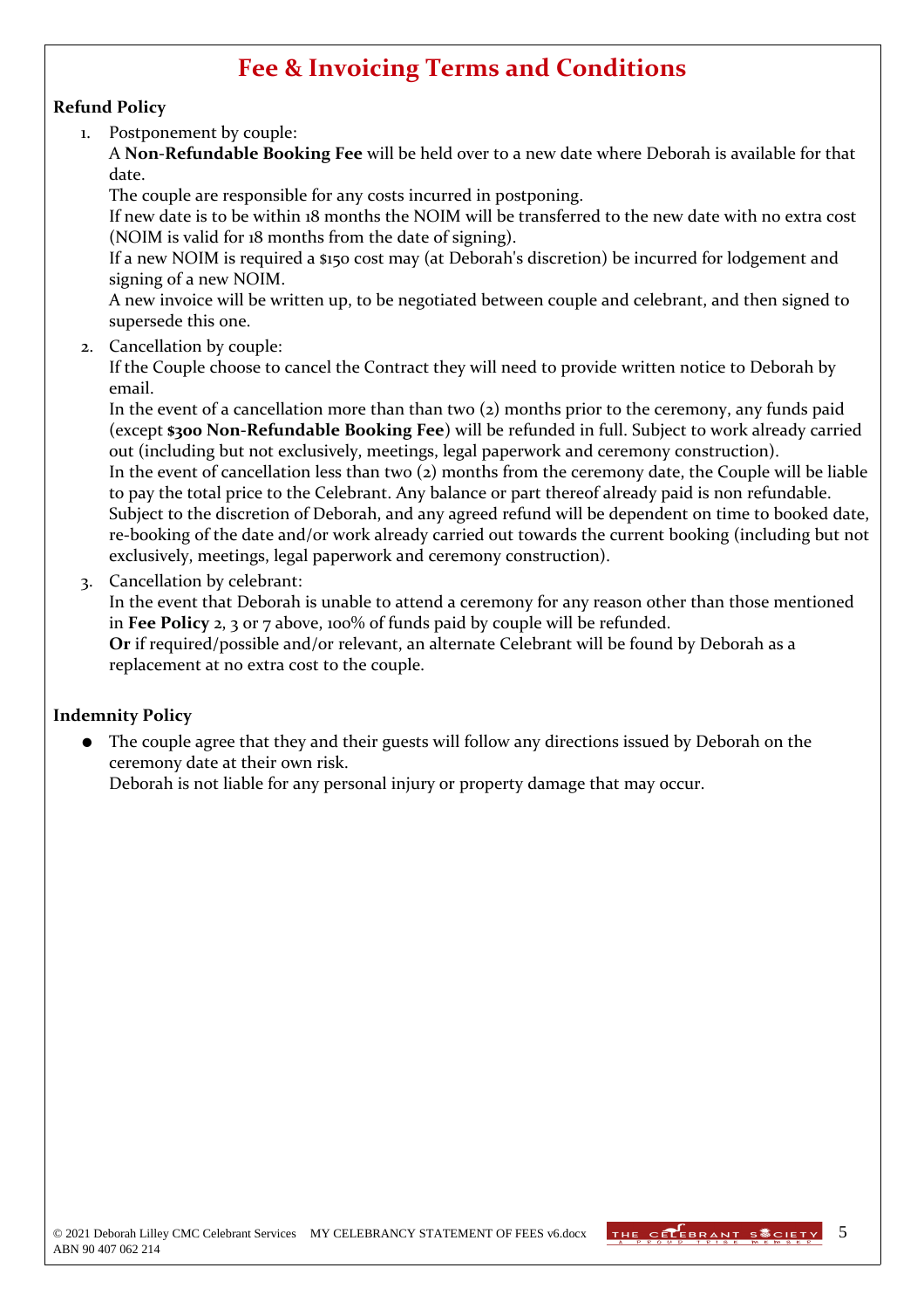# Fee & Invoicing Terms and Conditions

**Refund Policy**

1. Postponement by couple:
   A **Non-Refundable Booking Fee** will be held over to a new date where Deborah is available for that date.
   The couple are responsible for any costs incurred in postponing.
   If new date is to be within 18 months the NOIM will be transferred to the new date with no extra cost (NOIM is valid for 18 months from the date of signing).
   If a new NOIM is required a $150 cost may (at Deborah's discretion) be incurred for lodgement and signing of a new NOIM.
   A new invoice will be written up, to be negotiated between couple and celebrant, and then signed to supersede this one.
2. Cancellation by couple:
   If the Couple choose to cancel the Contract they will need to provide written notice to Deborah by email.
   In the event of a cancellation more than than two (2) months prior to the ceremony, any funds paid (except **$300 Non-Refundable Booking Fee**) will be refunded in full. Subject to work already carried out (including but not exclusively, meetings, legal paperwork and ceremony construction).
   In the event of cancellation less than two (2) months from the ceremony date, the Couple will be liable to pay the total price to the Celebrant. Any balance or part thereof already paid is non refundable.
   Subject to the discretion of Deborah, and any agreed refund will be dependent on time to booked date, re-booking of the date and/or work already carried out towards the current booking (including but not exclusively, meetings, legal paperwork and ceremony construction).
3. Cancellation by celebrant:
   In the event that Deborah is unable to attend a ceremony for any reason other than those mentioned in **Fee Policy** 2, 3 or 7 above, 100% of funds paid by couple will be refunded.
   **Or** if required/possible and/or relevant, an alternate Celebrant will be found by Deborah as a replacement at no extra cost to the couple.

**Indemnity Policy**

- The couple agree that they and their guests will follow any directions issued by Deborah on the ceremony date at their own risk.
  Deborah is not liable for any personal injury or property damage that may occur.